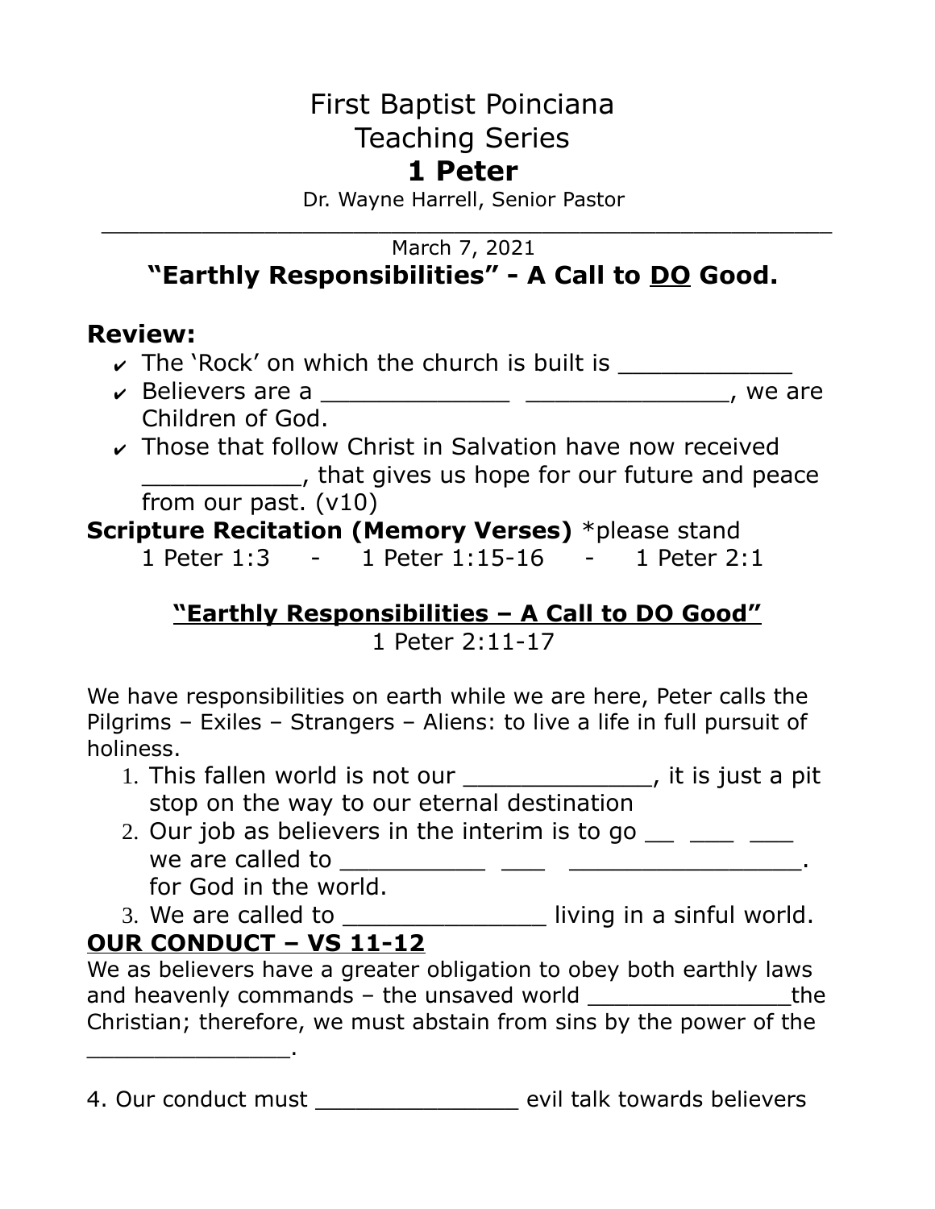# First Baptist Poinciana
# Teaching Series
# **1 Peter**

Dr. Wayne Harrell, Senior Pastor

---

March 7, 2021

## "Earthly Responsibilities" - A Call to <u>DO</u> Good.

## Review:

- ✔ The 'Rock' on which the church is built is ____________
- ✔ Believers are a _____________ ______________, we are Children of God.
- ✔ Those that follow Christ in Salvation have now received ___________, that gives us hope for our future and peace from our past. (v10)

**Scripture Recitation (Memory Verses)** *please stand

1 Peter 1:3 - 1 Peter 1:15-16 - 1 Peter 2:1

### <u>"Earthly Responsibilities – A Call to DO Good"</u>

1 Peter 2:11-17

We have responsibilities on earth while we are here, Peter calls the Pilgrims – Exiles – Strangers – Aliens: to live a life in full pursuit of holiness.

1. This fallen world is not our _____________, it is just a pit stop on the way to our eternal destination
2. Our job as believers in the interim is to go __ ___ ___ we are called to __________ ___ _________________. for God in the world.
3. We are called to ______________ living in a sinful world.

## <u>OUR CONDUCT – VS 11-12</u>

We as believers have a greater obligation to obey both earthly laws and heavenly commands – the unsaved world _______________the Christian; therefore, we must abstain from sins by the power of the _______________.

4. Our conduct must _______________ evil talk towards believers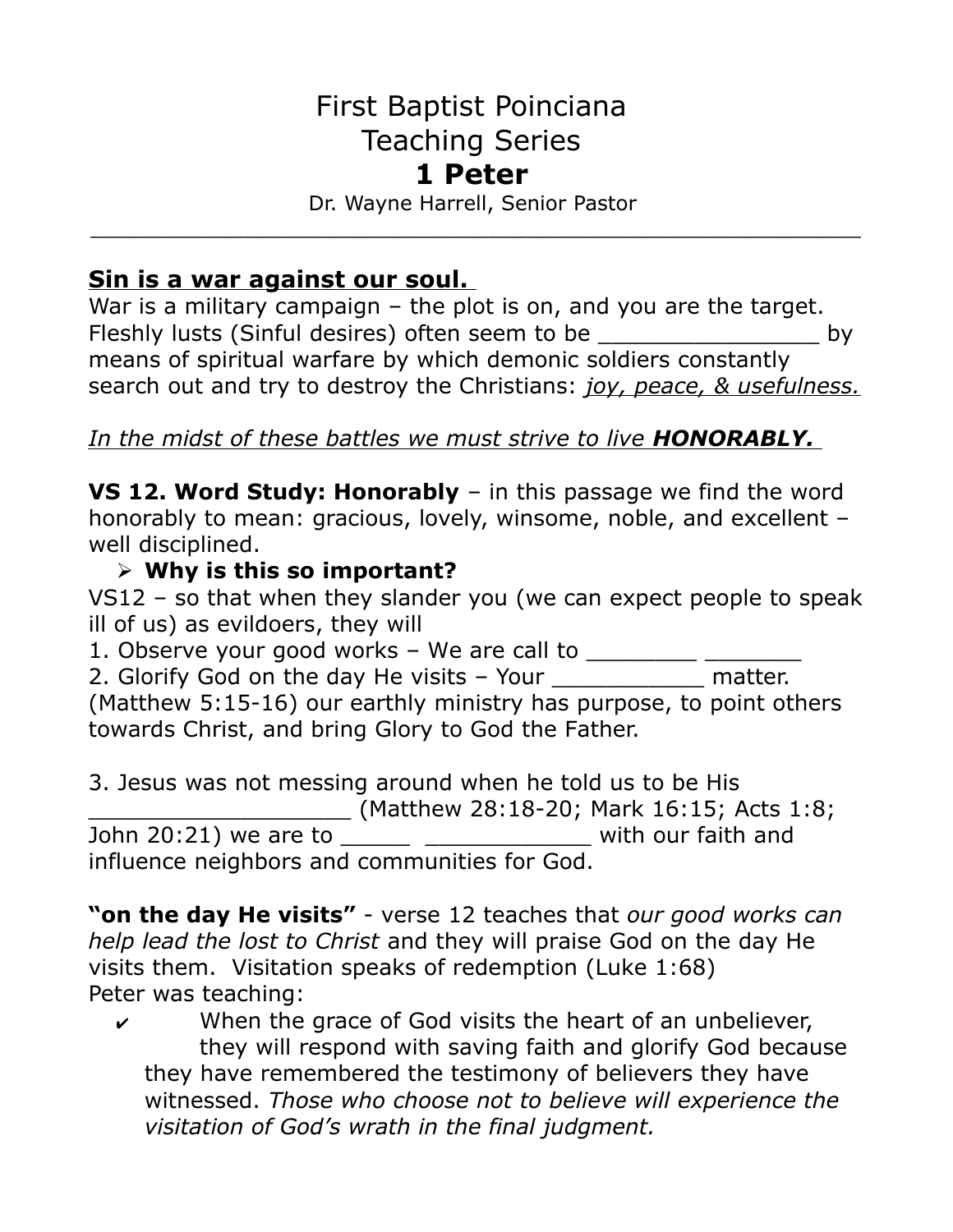# First Baptist Poinciana
# Teaching Series
# **1 Peter**

Dr. Wayne Harrell, Senior Pastor

---

**<u>Sin is a war against our soul.</u>**
War is a military campaign – the plot is on, and you are the target. Fleshly lusts (Sinful desires) often seem to be ________________ by means of spiritual warfare by which demonic soldiers constantly search out and try to destroy the Christians: *<u>joy, peace, & usefulness.</u>*

*<u>In the midst of these battles we must strive to live **HONORABLY.**</u>*

**VS 12. Word Study: Honorably** – in this passage we find the word honorably to mean: gracious, lovely, winsome, noble, and excellent – well disciplined.

- **Why is this so important?**

VS12 – so that when they slander you (we can expect people to speak ill of us) as evildoers, they will

1. Observe your good works – We are call to ________ _______
2. Glorify God on the day He visits – Your ___________ matter.

(Matthew 5:15-16) our earthly ministry has purpose, to point others towards Christ, and bring Glory to God the Father.

3. Jesus was not messing around when he told us to be His ___________________ (Matthew 28:18-20; Mark 16:15; Acts 1:8; John 20:21) we are to _____ ____________ with our faith and influence neighbors and communities for God.

**"on the day He visits"** - verse 12 teaches that *our good works can help lead the lost to Christ* and they will praise God on the day He visits them. Visitation speaks of redemption (Luke 1:68)
Peter was teaching:

- ✔ When the grace of God visits the heart of an unbeliever, they will respond with saving faith and glorify God because they have remembered the testimony of believers they have witnessed. *Those who choose not to believe will experience the visitation of God's wrath in the final judgment.*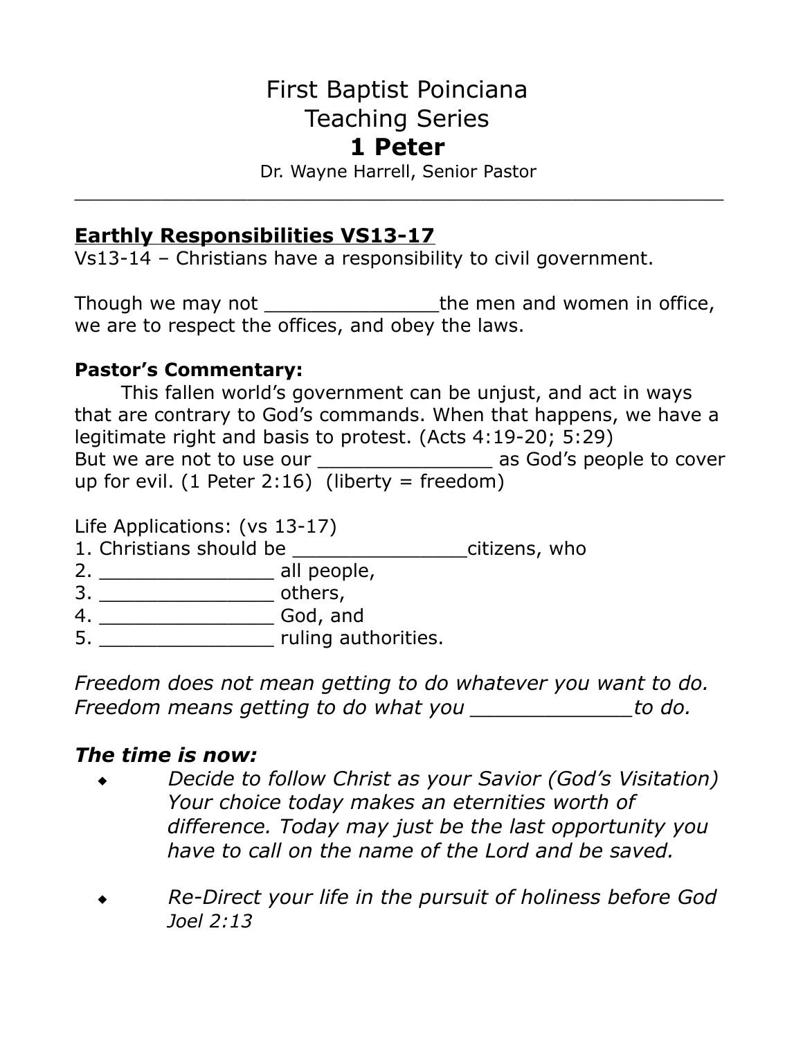# First Baptist Poinciana
# Teaching Series
# **1 Peter**

Dr. Wayne Harrell, Senior Pastor

---

## Earthly Responsibilities VS13-17

Vs13-14 – Christians have a responsibility to civil government.

Though we may not _______________the men and women in office, we are to respect the offices, and obey the laws.

**Pastor's Commentary:**

This fallen world's government can be unjust, and act in ways that are contrary to God's commands. When that happens, we have a legitimate right and basis to protest. (Acts 4:19-20; 5:29)
But we are not to use our _______________ as God's people to cover up for evil. (1 Peter 2:16) (liberty = freedom)

Life Applications: (vs 13-17)

1. Christians should be _______________citizens, who
2. _______________ all people,
3. _______________ others,
4. _______________ God, and
5. _______________ ruling authorities.

*Freedom does not mean getting to do whatever you want to do.*
*Freedom means getting to do what you _____________to do.*

### ***The time is now:***

- *Decide to follow Christ as your Savior (God's Visitation) Your choice today makes an eternities worth of difference. Today may just be the last opportunity you have to call on the name of the Lord and be saved.*

- *Re-Direct your life in the pursuit of holiness before God Joel 2:13*